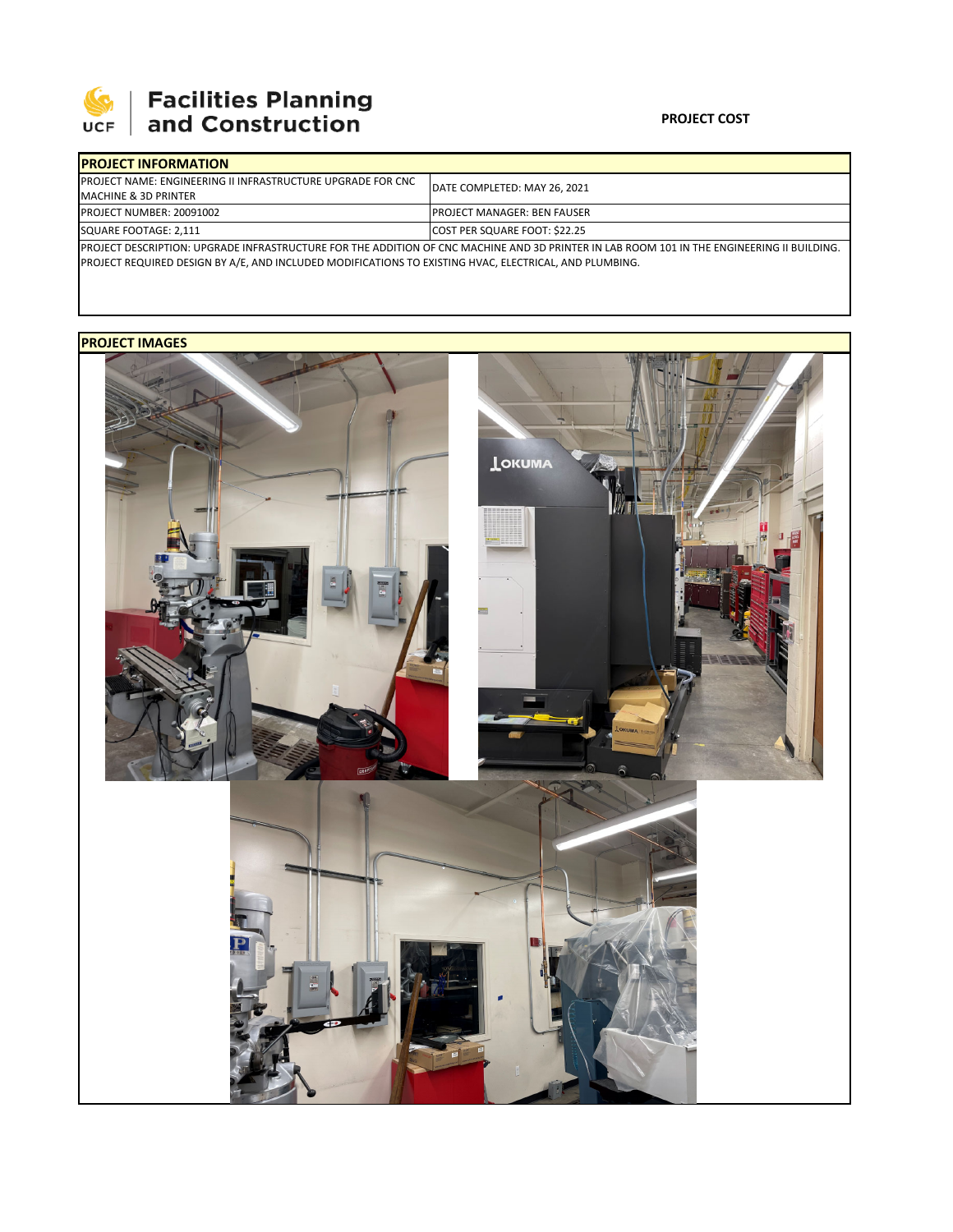# Facilities Planning and Construction

**PROJECT COST**

| **PROJECT INFORMATION** | |
|---|---|
| PROJECT NAME: ENGINEERING II INFRASTRUCTURE UPGRADE FOR CNC MACHINE & 3D PRINTER | DATE COMPLETED: MAY 26, 2021 |
| PROJECT NUMBER: 20091002 | PROJECT MANAGER: BEN FAUSER |
| SQUARE FOOTAGE: 2,111 | COST PER SQUARE FOOT: $22.25 |

PROJECT DESCRIPTION: UPGRADE INFRASTRUCTURE FOR THE ADDITION OF CNC MACHINE AND 3D PRINTER IN LAB ROOM 101 IN THE ENGINEERING II BUILDING. PROJECT REQUIRED DESIGN BY A/E, AND INCLUDED MODIFICATIONS TO EXISTING HVAC, ELECTRICAL, AND PLUMBING.

**PROJECT IMAGES**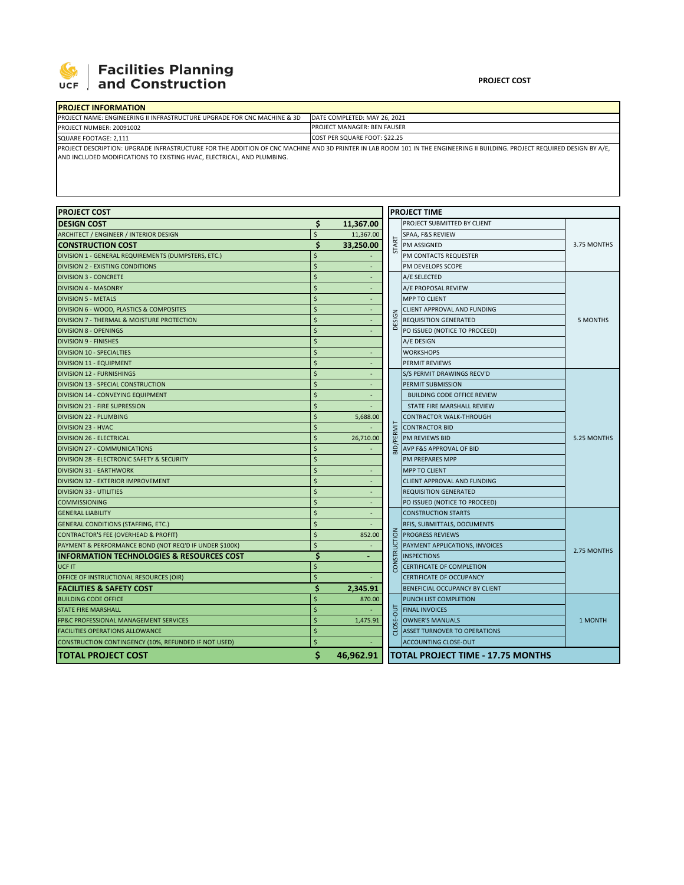# Facilities Planning and Construction

UCF

**PROJECT COST**

| **PROJECT INFORMATION** | |
|---|---|
| PROJECT NAME: ENGINEERING II INFRASTRUCTURE UPGRADE FOR CNC MACHINE & 3D | DATE COMPLETED: MAY 26, 2021 |
| PROJECT NUMBER: 20091002 | PROJECT MANAGER: BEN FAUSER |
| SQUARE FOOTAGE: 2,111 | COST PER SQUARE FOOT: $22.25 |

PROJECT DESCRIPTION: UPGRADE INFRASTRUCTURE FOR THE ADDITION OF CNC MACHINE AND 3D PRINTER IN LAB ROOM 101 IN THE ENGINEERING II BUILDING. PROJECT REQUIRED DESIGN BY A/E, AND INCLUDED MODIFICATIONS TO EXISTING HVAC, ELECTRICAL, AND PLUMBING.

| **PROJECT COST** | | |
|---|---|---|
| **DESIGN COST** | **$** | **11,367.00** |
| ARCHITECT / ENGINEER / INTERIOR DESIGN | $ | 11,367.00 |
| **CONSTRUCTION COST** | **$** | **33,250.00** |
| DIVISION 1 - GENERAL REQUIREMENTS (DUMPSTERS, ETC.) | $ | - |
| DIVISION 2 - EXISTING CONDITIONS | $ | - |
| DIVISION 3 - CONCRETE | $ | - |
| DIVISION 4 - MASONRY | $ | - |
| DIVISION 5 - METALS | $ | - |
| DIVISION 6 - WOOD, PLASTICS & COMPOSITES | $ | - |
| DIVISION 7 - THERMAL & MOISTURE PROTECTION | $ | - |
| DIVISION 8 - OPENINGS | $ | - |
| DIVISION 9 - FINISHES | $ | |
| DIVISION 10 - SPECIALTIES | $ | - |
| DIVISION 11 - EQUIPMENT | $ | - |
| DIVISION 12 - FURNISHINGS | $ | - |
| DIVISION 13 - SPECIAL CONSTRUCTION | $ | - |
| DIVISION 14 - CONVEYING EQUIPMENT | $ | - |
| DIVISION 21 - FIRE SUPRESSION | $ | - |
| DIVISION 22 - PLUMBING | $ | 5,688.00 |
| DIVISION 23 - HVAC | $ | - |
| DIVISION 26 - ELECTRICAL | $ | 26,710.00 |
| DIVISION 27 - COMMUNICATIONS | $ | - |
| DIVISION 28 - ELECTRONIC SAFETY & SECURITY | $ | |
| DIVISION 31 - EARTHWORK | $ | - |
| DIVISION 32 - EXTERIOR IMPROVEMENT | $ | - |
| DIVISION 33 - UTILITIES | $ | - |
| COMMISSIONING | $ | - |
| GENERAL LIABILITY | $ | - |
| GENERAL CONDITIONS (STAFFING, ETC.) | $ | - |
| CONTRACTOR'S FEE (OVERHEAD & PROFIT) | $ | 852.00 |
| PAYMENT & PERFORMANCE BOND (NOT REQ'D IF UNDER $100K) | $ | - |
| **INFORMATION TECHNOLOGIES & RESOURCES COST** | **$** | **-** |
| UCF IT | $ | |
| OFFICE OF INSTRUCTIONAL RESOURCES (OIR) | $ | - |
| **FACILITIES & SAFETY COST** | **$** | **2,345.91** |
| BUILDING CODE OFFICE | $ | 870.00 |
| STATE FIRE MARSHALL | $ | - |
| FP&C PROFESSIONAL MANAGEMENT SERVICES | $ | 1,475.91 |
| FACILITIES OPERATIONS ALLOWANCE | $ | |
| CONSTRUCTION CONTINGENCY (10%, REFUNDED IF NOT USED) | $ | - |
| **TOTAL PROJECT COST** | **$** | **46,962.91** |

| **PROJECT TIME** | | |
|---|---|---|
| START | PROJECT SUBMITTED BY CLIENT | 3.75 MONTHS |
| | SPAA, F&S REVIEW | |
| | PM ASSIGNED | |
| | PM CONTACTS REQUESTER | |
| | PM DEVELOPS SCOPE | |
| DESIGN | A/E SELECTED | 5 MONTHS |
| | A/E PROPOSAL REVIEW | |
| | MPP TO CLIENT | |
| | CLIENT APPROVAL AND FUNDING | |
| | REQUISITION GENERATED | |
| | PO ISSUED (NOTICE TO PROCEED) | |
| | A/E DESIGN | |
| | WORKSHOPS | |
| | PERMIT REVIEWS | |
| BID/PERMIT | S/S PERMIT DRAWINGS RECV'D | 5.25 MONTHS |
| | PERMIT SUBMISSION | |
| | BUILDING CODE OFFICE REVIEW | |
| | STATE FIRE MARSHALL REVIEW | |
| | CONTRACTOR WALK-THROUGH | |
| | CONTRACTOR BID | |
| | PM REVIEWS BID | |
| | AVP F&S APPROVAL OF BID | |
| | PM PREPARES MPP | |
| | MPP TO CLIENT | |
| | CLIENT APPROVAL AND FUNDING | |
| | REQUISITION GENERATED | |
| | PO ISSUED (NOTICE TO PROCEED) | |
| CONSTRUCTION | CONSTRUCTION STARTS | 2.75 MONTHS |
| | RFIS, SUBMITTALS, DOCUMENTS | |
| | PROGRESS REVIEWS | |
| | PAYMENT APPLICATIONS, INVOICES | |
| | INSPECTIONS | |
| | CERTIFICATE OF COMPLETION | |
| | CERTIFICATE OF OCCUPANCY | |
| | BENEFICIAL OCCUPANCY BY CLIENT | |
| CLOSE-OUT | PUNCH LIST COMPLETION | 1 MONTH |
| | FINAL INVOICES | |
| | OWNER'S MANUALS | |
| | ASSET TURNOVER TO OPERATIONS | |
| | ACCOUNTING CLOSE-OUT | |
| **TOTAL PROJECT TIME - 17.75 MONTHS** | | |